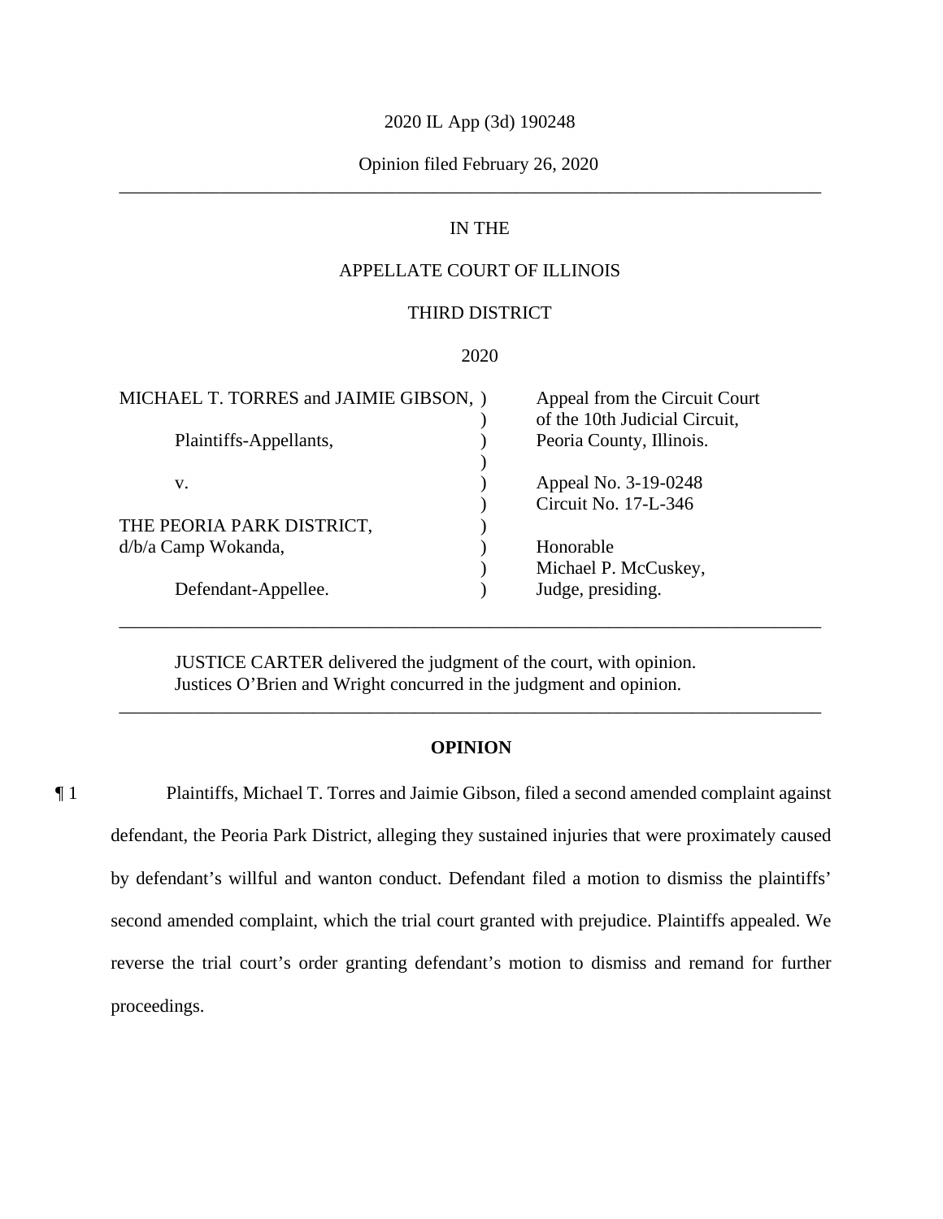2020 IL App (3d) 190248

Opinion filed February 26, 2020

---

IN THE

APPELLATE COURT OF ILLINOIS

THIRD DISTRICT

2020

| | | |
|---|---|---|
| MICHAEL T. TORRES and JAIMIE GIBSON, | ) | Appeal from the Circuit Court |
| | ) | of the 10th Judicial Circuit, |
| Plaintiffs-Appellants, | ) | Peoria County, Illinois. |
| | ) | |
| v. | ) | Appeal No. 3-19-0248 |
| | ) | Circuit No. 17-L-346 |
| THE PEORIA PARK DISTRICT, | ) | |
| d/b/a Camp Wokanda, | ) | Honorable |
| | ) | Michael P. McCuskey, |
| Defendant-Appellee. | ) | Judge, presiding. |

---

JUSTICE CARTER delivered the judgment of the court, with opinion.
Justices O'Brien and Wright concurred in the judgment and opinion.

---

**OPINION**

¶ 1 Plaintiffs, Michael T. Torres and Jaimie Gibson, filed a second amended complaint against defendant, the Peoria Park District, alleging they sustained injuries that were proximately caused by defendant's willful and wanton conduct. Defendant filed a motion to dismiss the plaintiffs' second amended complaint, which the trial court granted with prejudice. Plaintiffs appealed. We reverse the trial court's order granting defendant's motion to dismiss and remand for further proceedings.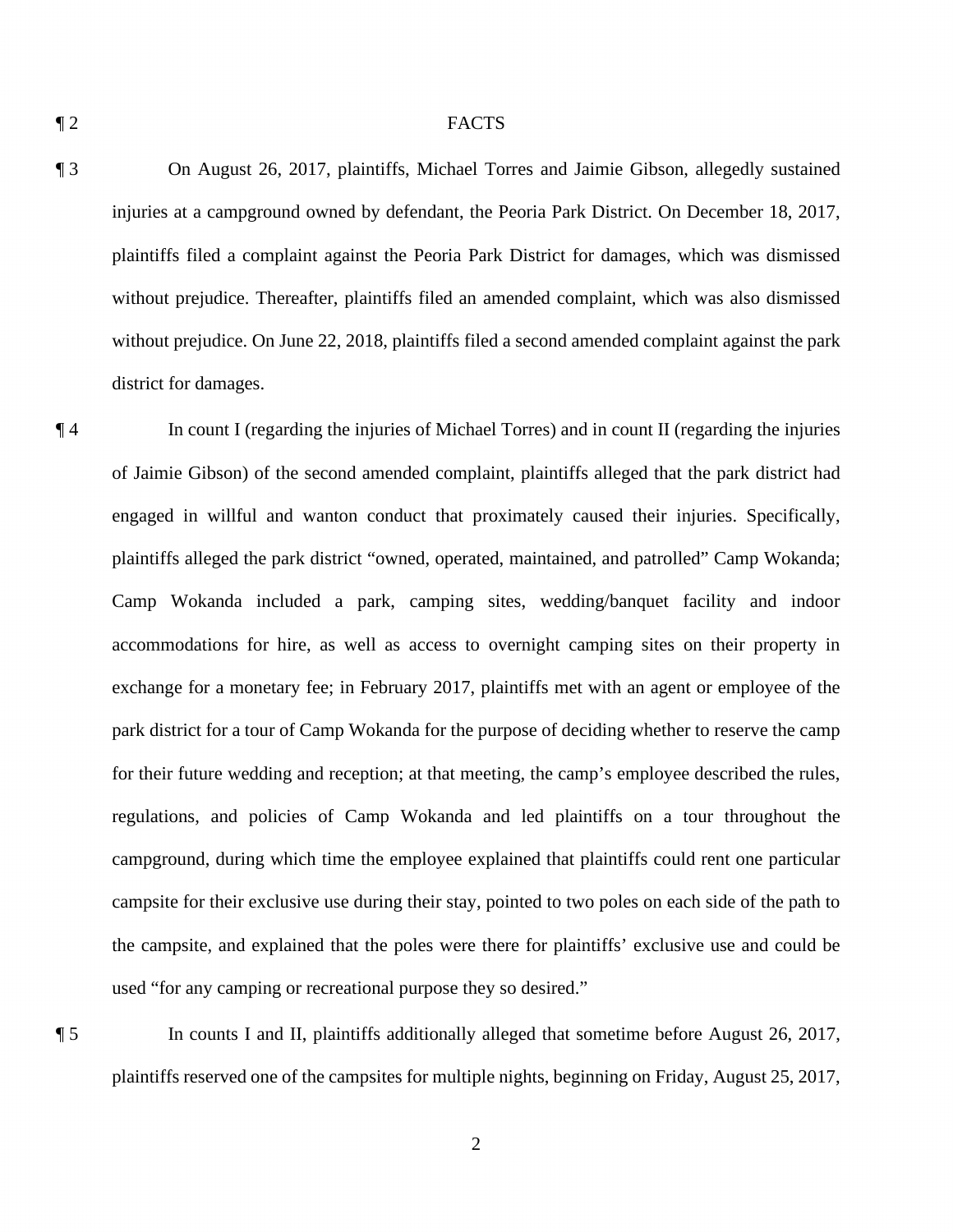¶ 2 FACTS

¶ 3 On August 26, 2017, plaintiffs, Michael Torres and Jaimie Gibson, allegedly sustained injuries at a campground owned by defendant, the Peoria Park District. On December 18, 2017, plaintiffs filed a complaint against the Peoria Park District for damages, which was dismissed without prejudice. Thereafter, plaintiffs filed an amended complaint, which was also dismissed without prejudice. On June 22, 2018, plaintiffs filed a second amended complaint against the park district for damages.

¶ 4 In count I (regarding the injuries of Michael Torres) and in count II (regarding the injuries of Jaimie Gibson) of the second amended complaint, plaintiffs alleged that the park district had engaged in willful and wanton conduct that proximately caused their injuries. Specifically, plaintiffs alleged the park district "owned, operated, maintained, and patrolled" Camp Wokanda; Camp Wokanda included a park, camping sites, wedding/banquet facility and indoor accommodations for hire, as well as access to overnight camping sites on their property in exchange for a monetary fee; in February 2017, plaintiffs met with an agent or employee of the park district for a tour of Camp Wokanda for the purpose of deciding whether to reserve the camp for their future wedding and reception; at that meeting, the camp's employee described the rules, regulations, and policies of Camp Wokanda and led plaintiffs on a tour throughout the campground, during which time the employee explained that plaintiffs could rent one particular campsite for their exclusive use during their stay, pointed to two poles on each side of the path to the campsite, and explained that the poles were there for plaintiffs' exclusive use and could be used "for any camping or recreational purpose they so desired."

¶ 5 In counts I and II, plaintiffs additionally alleged that sometime before August 26, 2017, plaintiffs reserved one of the campsites for multiple nights, beginning on Friday, August 25, 2017,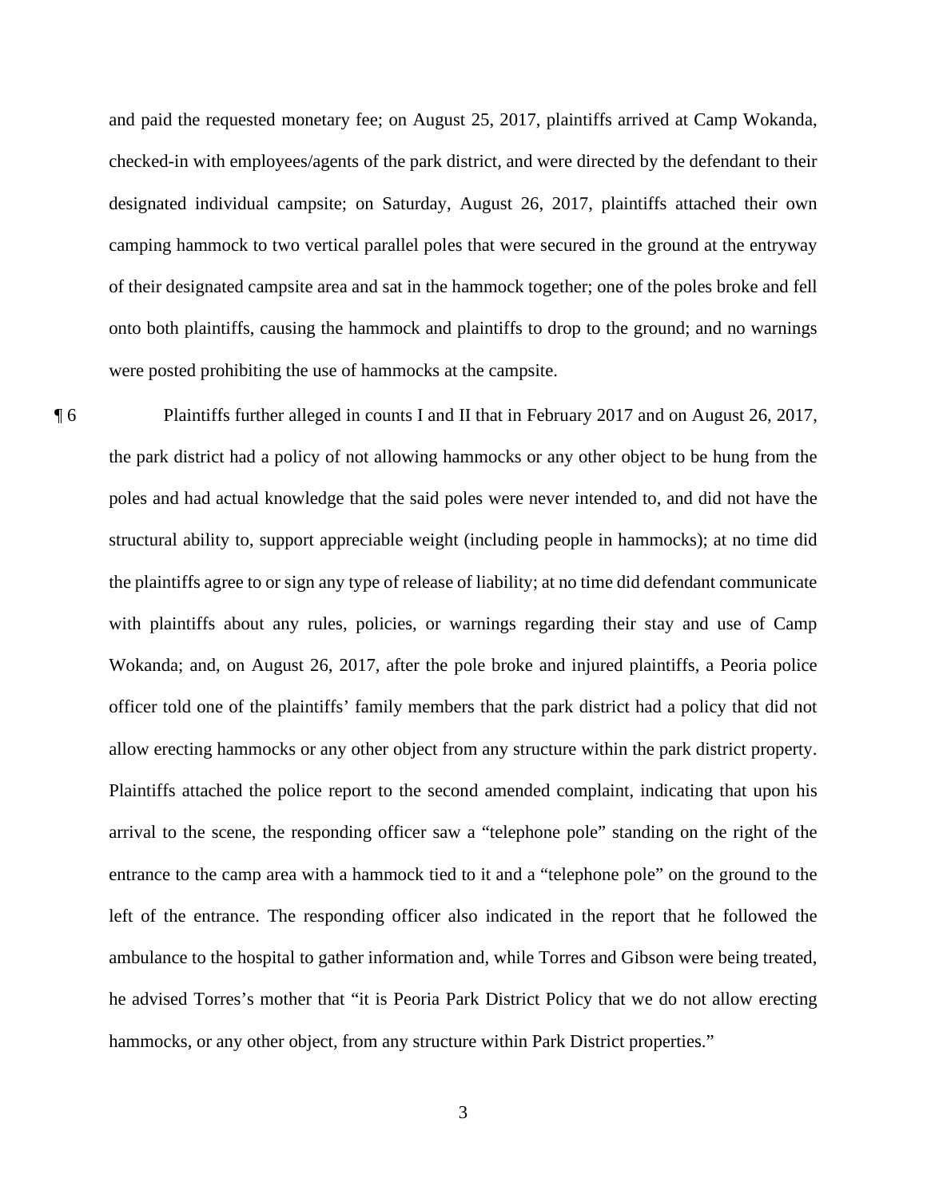and paid the requested monetary fee; on August 25, 2017, plaintiffs arrived at Camp Wokanda, checked-in with employees/agents of the park district, and were directed by the defendant to their designated individual campsite; on Saturday, August 26, 2017, plaintiffs attached their own camping hammock to two vertical parallel poles that were secured in the ground at the entryway of their designated campsite area and sat in the hammock together; one of the poles broke and fell onto both plaintiffs, causing the hammock and plaintiffs to drop to the ground; and no warnings were posted prohibiting the use of hammocks at the campsite.

¶ 6 Plaintiffs further alleged in counts I and II that in February 2017 and on August 26, 2017, the park district had a policy of not allowing hammocks or any other object to be hung from the poles and had actual knowledge that the said poles were never intended to, and did not have the structural ability to, support appreciable weight (including people in hammocks); at no time did the plaintiffs agree to or sign any type of release of liability; at no time did defendant communicate with plaintiffs about any rules, policies, or warnings regarding their stay and use of Camp Wokanda; and, on August 26, 2017, after the pole broke and injured plaintiffs, a Peoria police officer told one of the plaintiffs' family members that the park district had a policy that did not allow erecting hammocks or any other object from any structure within the park district property. Plaintiffs attached the police report to the second amended complaint, indicating that upon his arrival to the scene, the responding officer saw a "telephone pole" standing on the right of the entrance to the camp area with a hammock tied to it and a "telephone pole" on the ground to the left of the entrance. The responding officer also indicated in the report that he followed the ambulance to the hospital to gather information and, while Torres and Gibson were being treated, he advised Torres's mother that "it is Peoria Park District Policy that we do not allow erecting hammocks, or any other object, from any structure within Park District properties."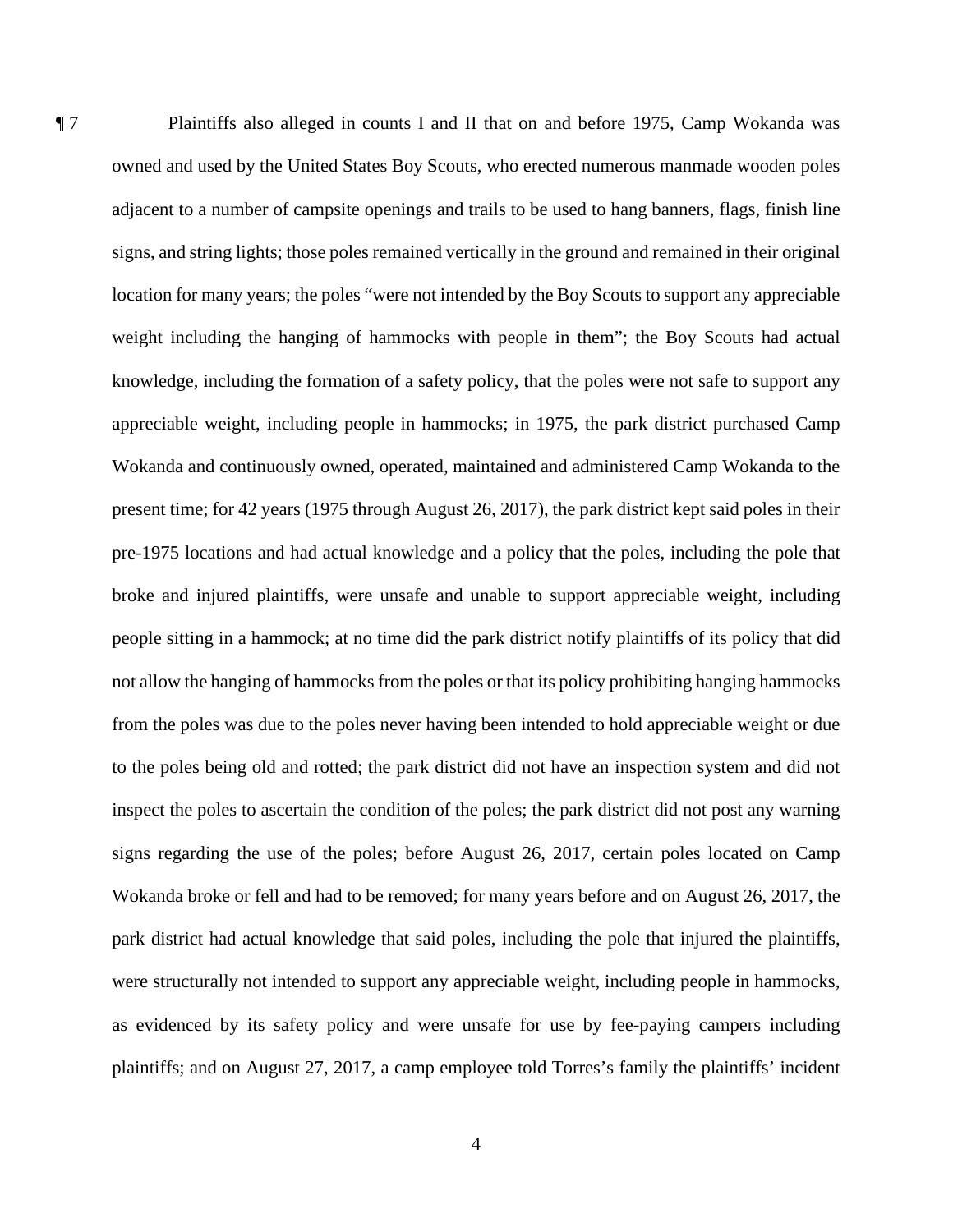¶ 7 Plaintiffs also alleged in counts I and II that on and before 1975, Camp Wokanda was owned and used by the United States Boy Scouts, who erected numerous manmade wooden poles adjacent to a number of campsite openings and trails to be used to hang banners, flags, finish line signs, and string lights; those poles remained vertically in the ground and remained in their original location for many years; the poles "were not intended by the Boy Scouts to support any appreciable weight including the hanging of hammocks with people in them"; the Boy Scouts had actual knowledge, including the formation of a safety policy, that the poles were not safe to support any appreciable weight, including people in hammocks; in 1975, the park district purchased Camp Wokanda and continuously owned, operated, maintained and administered Camp Wokanda to the present time; for 42 years (1975 through August 26, 2017), the park district kept said poles in their pre-1975 locations and had actual knowledge and a policy that the poles, including the pole that broke and injured plaintiffs, were unsafe and unable to support appreciable weight, including people sitting in a hammock; at no time did the park district notify plaintiffs of its policy that did not allow the hanging of hammocks from the poles or that its policy prohibiting hanging hammocks from the poles was due to the poles never having been intended to hold appreciable weight or due to the poles being old and rotted; the park district did not have an inspection system and did not inspect the poles to ascertain the condition of the poles; the park district did not post any warning signs regarding the use of the poles; before August 26, 2017, certain poles located on Camp Wokanda broke or fell and had to be removed; for many years before and on August 26, 2017, the park district had actual knowledge that said poles, including the pole that injured the plaintiffs, were structurally not intended to support any appreciable weight, including people in hammocks, as evidenced by its safety policy and were unsafe for use by fee-paying campers including plaintiffs; and on August 27, 2017, a camp employee told Torres's family the plaintiffs' incident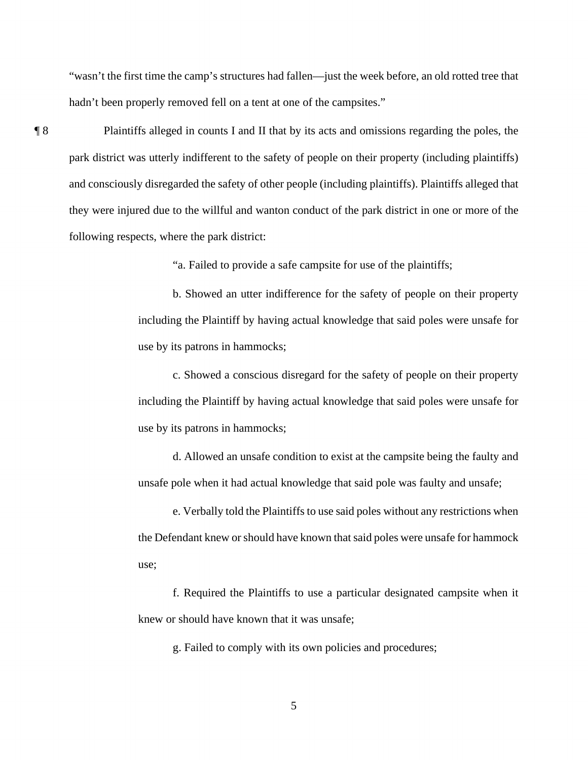"wasn't the first time the camp's structures had fallen—just the week before, an old rotted tree that hadn't been properly removed fell on a tent at one of the campsites."

¶ 8 Plaintiffs alleged in counts I and II that by its acts and omissions regarding the poles, the park district was utterly indifferent to the safety of people on their property (including plaintiffs) and consciously disregarded the safety of other people (including plaintiffs). Plaintiffs alleged that they were injured due to the willful and wanton conduct of the park district in one or more of the following respects, where the park district:

> "a. Failed to provide a safe campsite for use of the plaintiffs;
>
> b. Showed an utter indifference for the safety of people on their property including the Plaintiff by having actual knowledge that said poles were unsafe for use by its patrons in hammocks;
>
> c. Showed a conscious disregard for the safety of people on their property including the Plaintiff by having actual knowledge that said poles were unsafe for use by its patrons in hammocks;
>
> d. Allowed an unsafe condition to exist at the campsite being the faulty and unsafe pole when it had actual knowledge that said pole was faulty and unsafe;
>
> e. Verbally told the Plaintiffs to use said poles without any restrictions when the Defendant knew or should have known that said poles were unsafe for hammock use;
>
> f. Required the Plaintiffs to use a particular designated campsite when it knew or should have known that it was unsafe;
>
> g. Failed to comply with its own policies and procedures;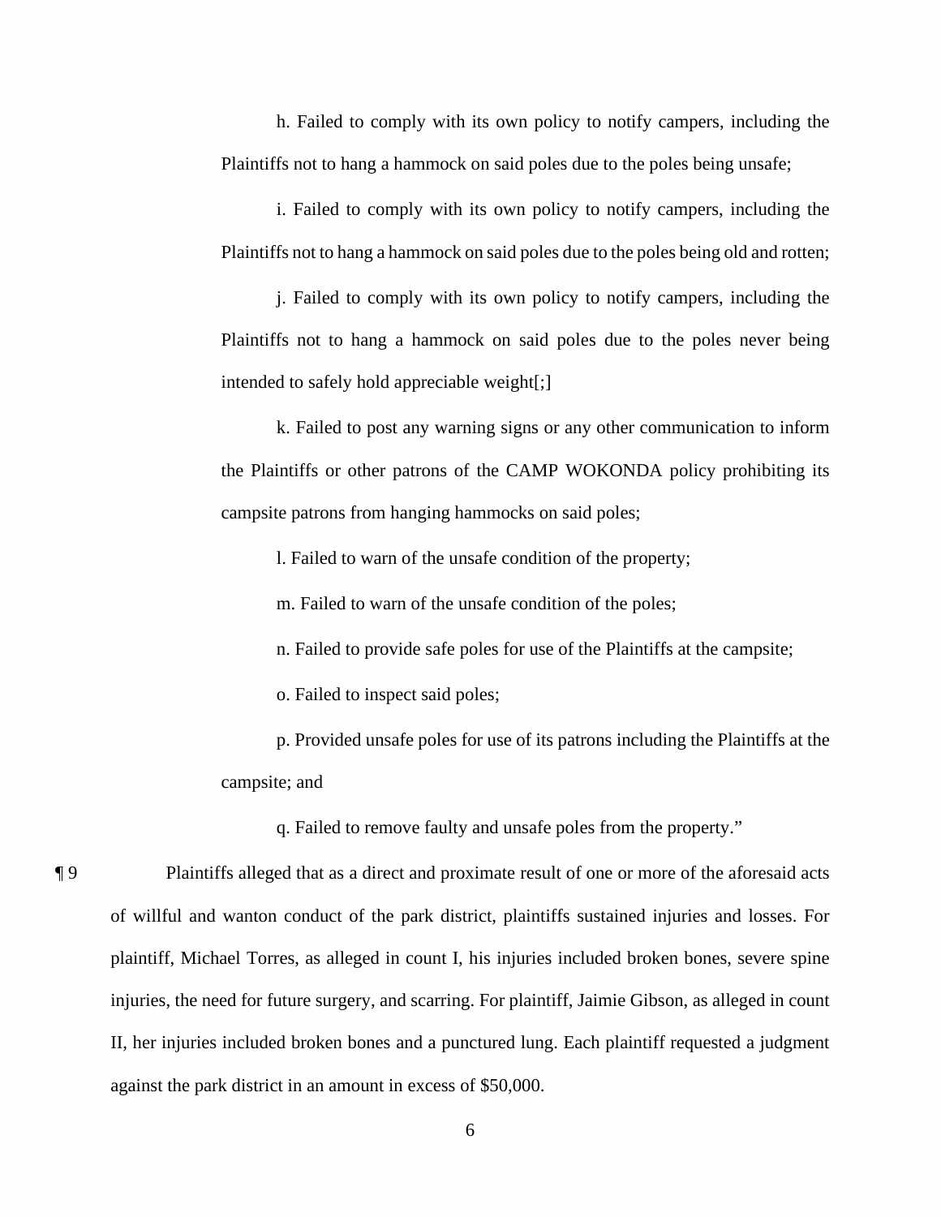h. Failed to comply with its own policy to notify campers, including the Plaintiffs not to hang a hammock on said poles due to the poles being unsafe;

i. Failed to comply with its own policy to notify campers, including the Plaintiffs not to hang a hammock on said poles due to the poles being old and rotten;

j. Failed to comply with its own policy to notify campers, including the Plaintiffs not to hang a hammock on said poles due to the poles never being intended to safely hold appreciable weight[;]

k. Failed to post any warning signs or any other communication to inform the Plaintiffs or other patrons of the CAMP WOKONDA policy prohibiting its campsite patrons from hanging hammocks on said poles;

l. Failed to warn of the unsafe condition of the property;

m. Failed to warn of the unsafe condition of the poles;

n. Failed to provide safe poles for use of the Plaintiffs at the campsite;

o. Failed to inspect said poles;

p. Provided unsafe poles for use of its patrons including the Plaintiffs at the campsite; and

q. Failed to remove faulty and unsafe poles from the property."

¶ 9 Plaintiffs alleged that as a direct and proximate result of one or more of the aforesaid acts of willful and wanton conduct of the park district, plaintiffs sustained injuries and losses. For plaintiff, Michael Torres, as alleged in count I, his injuries included broken bones, severe spine injuries, the need for future surgery, and scarring. For plaintiff, Jaimie Gibson, as alleged in count II, her injuries included broken bones and a punctured lung. Each plaintiff requested a judgment against the park district in an amount in excess of $50,000.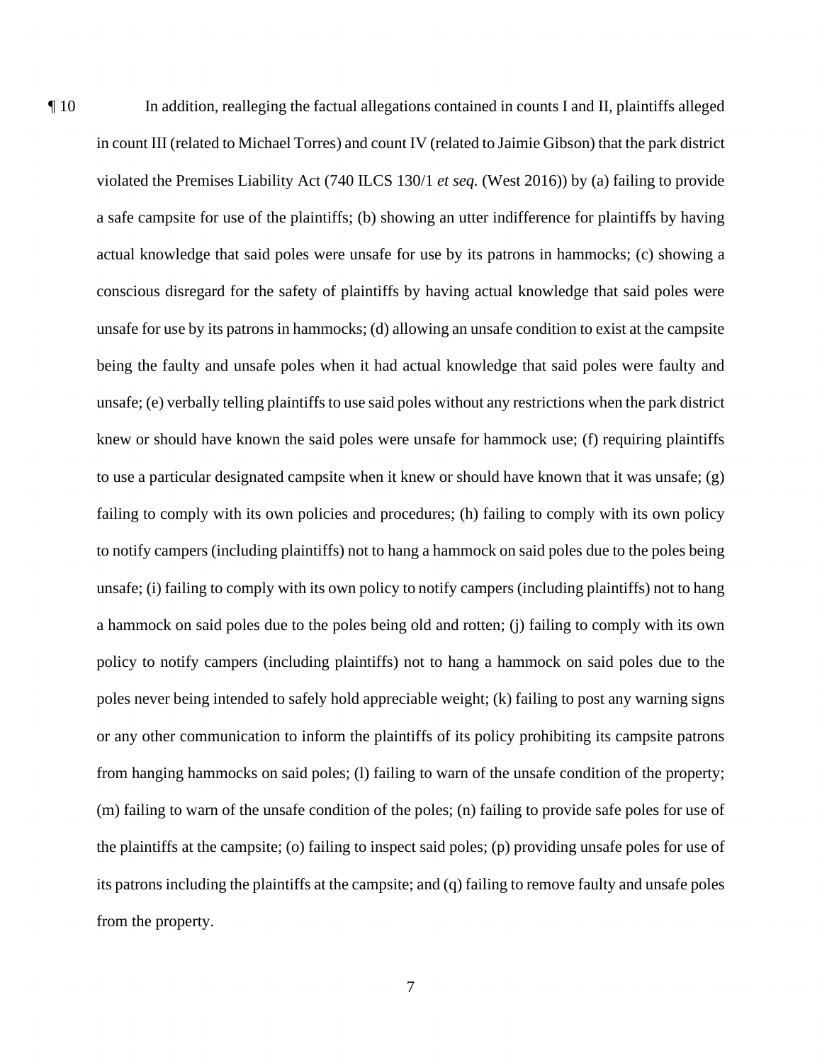¶ 10 In addition, realleging the factual allegations contained in counts I and II, plaintiffs alleged in count III (related to Michael Torres) and count IV (related to Jaimie Gibson) that the park district violated the Premises Liability Act (740 ILCS 130/1 *et seq.* (West 2016)) by (a) failing to provide a safe campsite for use of the plaintiffs; (b) showing an utter indifference for plaintiffs by having actual knowledge that said poles were unsafe for use by its patrons in hammocks; (c) showing a conscious disregard for the safety of plaintiffs by having actual knowledge that said poles were unsafe for use by its patrons in hammocks; (d) allowing an unsafe condition to exist at the campsite being the faulty and unsafe poles when it had actual knowledge that said poles were faulty and unsafe; (e) verbally telling plaintiffs to use said poles without any restrictions when the park district knew or should have known the said poles were unsafe for hammock use; (f) requiring plaintiffs to use a particular designated campsite when it knew or should have known that it was unsafe; (g) failing to comply with its own policies and procedures; (h) failing to comply with its own policy to notify campers (including plaintiffs) not to hang a hammock on said poles due to the poles being unsafe; (i) failing to comply with its own policy to notify campers (including plaintiffs) not to hang a hammock on said poles due to the poles being old and rotten; (j) failing to comply with its own policy to notify campers (including plaintiffs) not to hang a hammock on said poles due to the poles never being intended to safely hold appreciable weight; (k) failing to post any warning signs or any other communication to inform the plaintiffs of its policy prohibiting its campsite patrons from hanging hammocks on said poles; (l) failing to warn of the unsafe condition of the property; (m) failing to warn of the unsafe condition of the poles; (n) failing to provide safe poles for use of the plaintiffs at the campsite; (o) failing to inspect said poles; (p) providing unsafe poles for use of its patrons including the plaintiffs at the campsite; and (q) failing to remove faulty and unsafe poles from the property.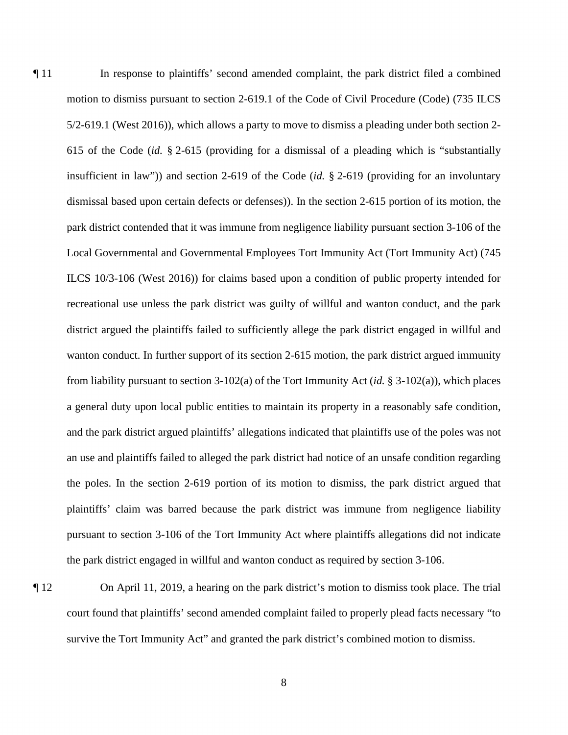¶ 11 In response to plaintiffs' second amended complaint, the park district filed a combined motion to dismiss pursuant to section 2-619.1 of the Code of Civil Procedure (Code) (735 ILCS 5/2-619.1 (West 2016)), which allows a party to move to dismiss a pleading under both section 2-615 of the Code (*id.* § 2-615 (providing for a dismissal of a pleading which is "substantially insufficient in law")) and section 2-619 of the Code (*id.* § 2-619 (providing for an involuntary dismissal based upon certain defects or defenses)). In the section 2-615 portion of its motion, the park district contended that it was immune from negligence liability pursuant section 3-106 of the Local Governmental and Governmental Employees Tort Immunity Act (Tort Immunity Act) (745 ILCS 10/3-106 (West 2016)) for claims based upon a condition of public property intended for recreational use unless the park district was guilty of willful and wanton conduct, and the park district argued the plaintiffs failed to sufficiently allege the park district engaged in willful and wanton conduct. In further support of its section 2-615 motion, the park district argued immunity from liability pursuant to section 3-102(a) of the Tort Immunity Act (*id.* § 3-102(a)), which places a general duty upon local public entities to maintain its property in a reasonably safe condition, and the park district argued plaintiffs' allegations indicated that plaintiffs use of the poles was not an use and plaintiffs failed to alleged the park district had notice of an unsafe condition regarding the poles. In the section 2-619 portion of its motion to dismiss, the park district argued that plaintiffs' claim was barred because the park district was immune from negligence liability pursuant to section 3-106 of the Tort Immunity Act where plaintiffs allegations did not indicate the park district engaged in willful and wanton conduct as required by section 3-106.

¶ 12 On April 11, 2019, a hearing on the park district's motion to dismiss took place. The trial court found that plaintiffs' second amended complaint failed to properly plead facts necessary "to survive the Tort Immunity Act" and granted the park district's combined motion to dismiss.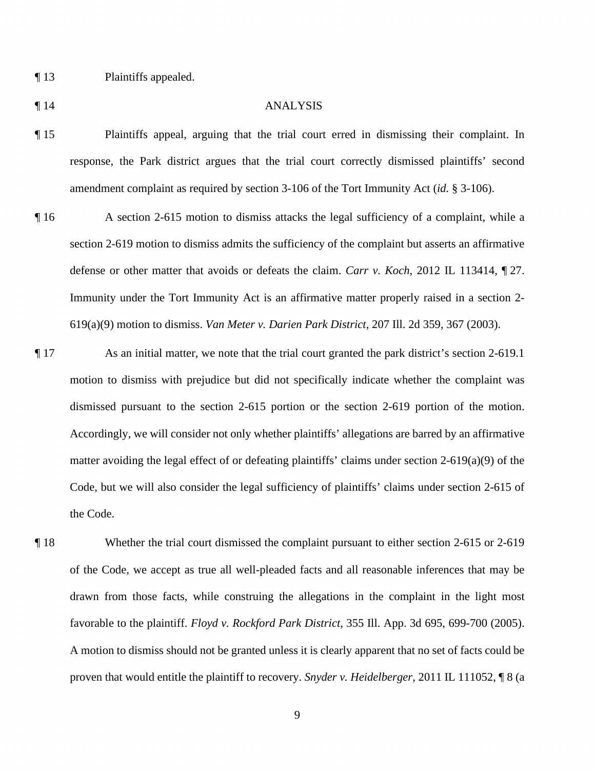¶ 13 Plaintiffs appealed.

¶ 14 ANALYSIS

¶ 15 Plaintiffs appeal, arguing that the trial court erred in dismissing their complaint. In response, the Park district argues that the trial court correctly dismissed plaintiffs' second amendment complaint as required by section 3-106 of the Tort Immunity Act (*id.* § 3-106).

¶ 16 A section 2-615 motion to dismiss attacks the legal sufficiency of a complaint, while a section 2-619 motion to dismiss admits the sufficiency of the complaint but asserts an affirmative defense or other matter that avoids or defeats the claim. *Carr v. Koch*, 2012 IL 113414, ¶ 27. Immunity under the Tort Immunity Act is an affirmative matter properly raised in a section 2-619(a)(9) motion to dismiss. *Van Meter v. Darien Park District*, 207 Ill. 2d 359, 367 (2003).

¶ 17 As an initial matter, we note that the trial court granted the park district's section 2-619.1 motion to dismiss with prejudice but did not specifically indicate whether the complaint was dismissed pursuant to the section 2-615 portion or the section 2-619 portion of the motion. Accordingly, we will consider not only whether plaintiffs' allegations are barred by an affirmative matter avoiding the legal effect of or defeating plaintiffs' claims under section 2-619(a)(9) of the Code, but we will also consider the legal sufficiency of plaintiffs' claims under section 2-615 of the Code.

¶ 18 Whether the trial court dismissed the complaint pursuant to either section 2-615 or 2-619 of the Code, we accept as true all well-pleaded facts and all reasonable inferences that may be drawn from those facts, while construing the allegations in the complaint in the light most favorable to the plaintiff. *Floyd v. Rockford Park District*, 355 Ill. App. 3d 695, 699-700 (2005). A motion to dismiss should not be granted unless it is clearly apparent that no set of facts could be proven that would entitle the plaintiff to recovery. *Snyder v. Heidelberger*, 2011 IL 111052, ¶ 8 (a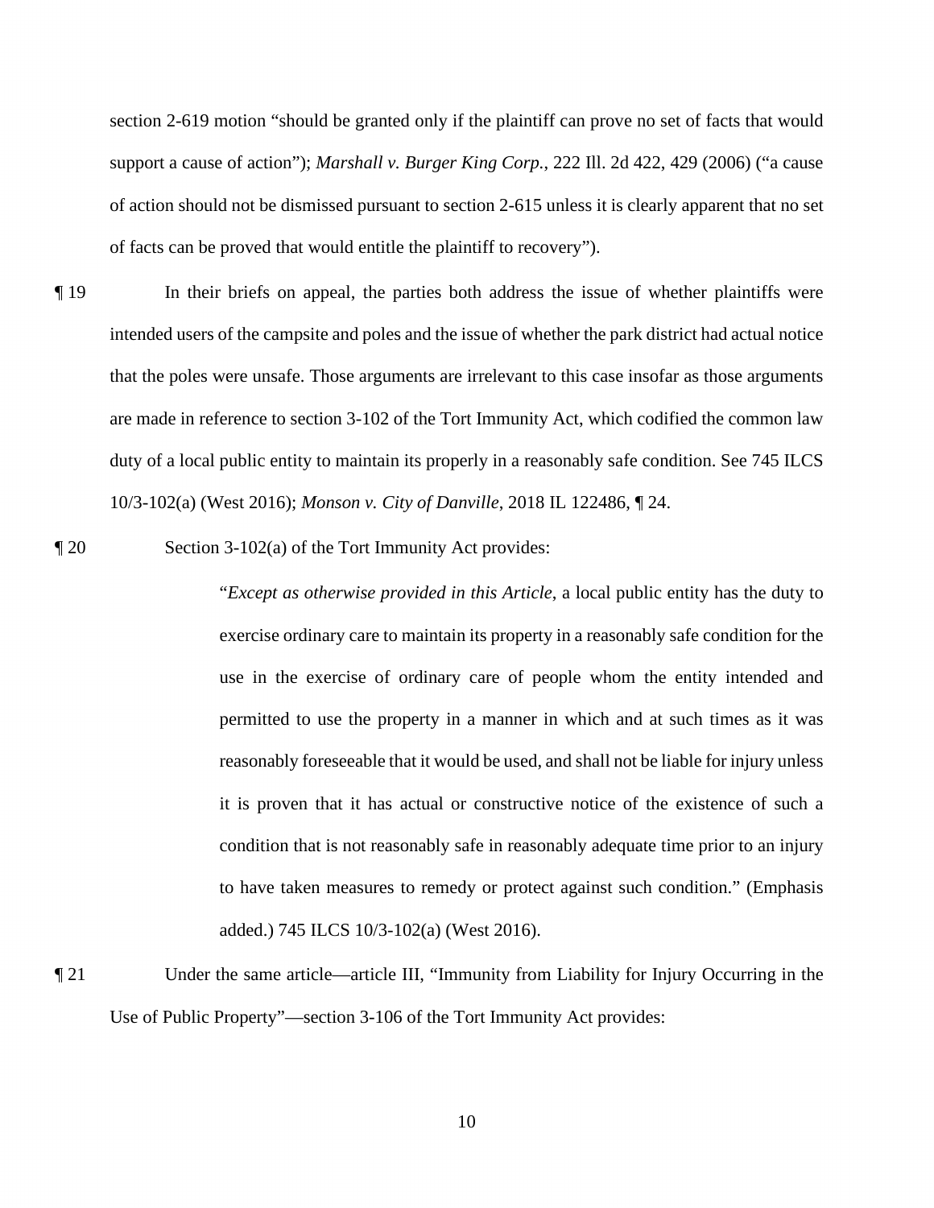section 2-619 motion "should be granted only if the plaintiff can prove no set of facts that would support a cause of action"); *Marshall v. Burger King Corp.*, 222 Ill. 2d 422, 429 (2006) ("a cause of action should not be dismissed pursuant to section 2-615 unless it is clearly apparent that no set of facts can be proved that would entitle the plaintiff to recovery").

¶ 19 In their briefs on appeal, the parties both address the issue of whether plaintiffs were intended users of the campsite and poles and the issue of whether the park district had actual notice that the poles were unsafe. Those arguments are irrelevant to this case insofar as those arguments are made in reference to section 3-102 of the Tort Immunity Act, which codified the common law duty of a local public entity to maintain its properly in a reasonably safe condition. See 745 ILCS 10/3-102(a) (West 2016); *Monson v. City of Danville*, 2018 IL 122486, ¶ 24.

¶ 20 Section 3-102(a) of the Tort Immunity Act provides:

> "*Except as otherwise provided in this Article*, a local public entity has the duty to exercise ordinary care to maintain its property in a reasonably safe condition for the use in the exercise of ordinary care of people whom the entity intended and permitted to use the property in a manner in which and at such times as it was reasonably foreseeable that it would be used, and shall not be liable for injury unless it is proven that it has actual or constructive notice of the existence of such a condition that is not reasonably safe in reasonably adequate time prior to an injury to have taken measures to remedy or protect against such condition." (Emphasis added.) 745 ILCS 10/3-102(a) (West 2016).

¶ 21 Under the same article—article III, "Immunity from Liability for Injury Occurring in the Use of Public Property"—section 3-106 of the Tort Immunity Act provides: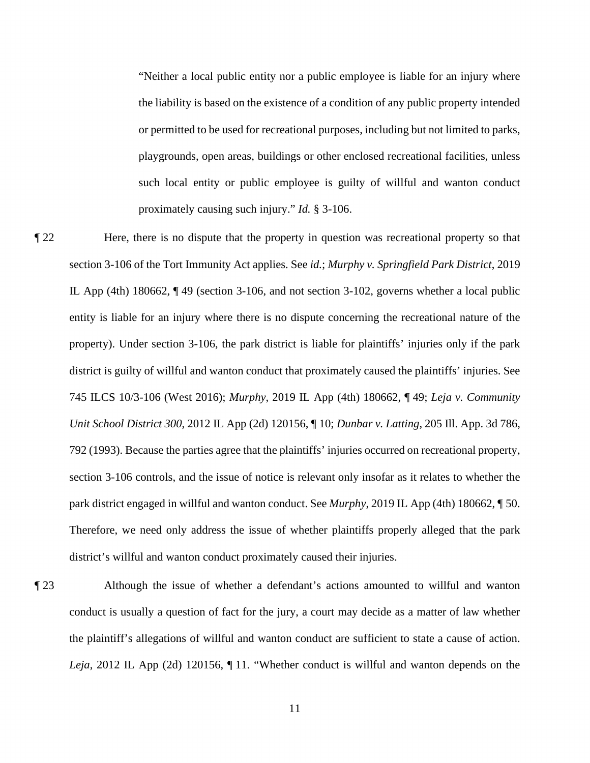> "Neither a local public entity nor a public employee is liable for an injury where the liability is based on the existence of a condition of any public property intended or permitted to be used for recreational purposes, including but not limited to parks, playgrounds, open areas, buildings or other enclosed recreational facilities, unless such local entity or public employee is guilty of willful and wanton conduct proximately causing such injury." *Id.* § 3-106.

¶ 22 Here, there is no dispute that the property in question was recreational property so that section 3-106 of the Tort Immunity Act applies. See *id.*; *Murphy v. Springfield Park District*, 2019 IL App (4th) 180662, ¶ 49 (section 3-106, and not section 3-102, governs whether a local public entity is liable for an injury where there is no dispute concerning the recreational nature of the property). Under section 3-106, the park district is liable for plaintiffs' injuries only if the park district is guilty of willful and wanton conduct that proximately caused the plaintiffs' injuries. See 745 ILCS 10/3-106 (West 2016); *Murphy*, 2019 IL App (4th) 180662, ¶ 49; *Leja v. Community Unit School District 300*, 2012 IL App (2d) 120156, ¶ 10; *Dunbar v. Latting*, 205 Ill. App. 3d 786, 792 (1993). Because the parties agree that the plaintiffs' injuries occurred on recreational property, section 3-106 controls, and the issue of notice is relevant only insofar as it relates to whether the park district engaged in willful and wanton conduct. See *Murphy*, 2019 IL App (4th) 180662, ¶ 50. Therefore, we need only address the issue of whether plaintiffs properly alleged that the park district's willful and wanton conduct proximately caused their injuries.

¶ 23 Although the issue of whether a defendant's actions amounted to willful and wanton conduct is usually a question of fact for the jury, a court may decide as a matter of law whether the plaintiff's allegations of willful and wanton conduct are sufficient to state a cause of action. *Leja*, 2012 IL App (2d) 120156, ¶ 11. "Whether conduct is willful and wanton depends on the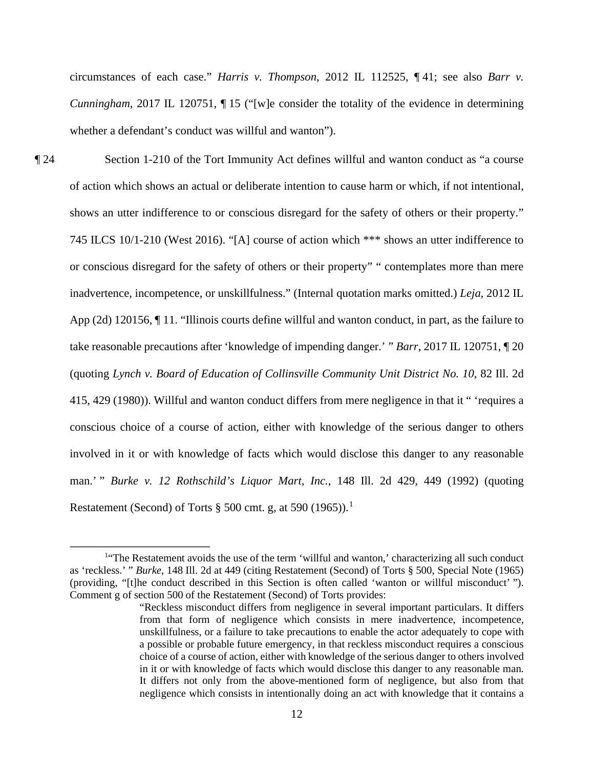circumstances of each case." *Harris v. Thompson*, 2012 IL 112525, ¶ 41; see also *Barr v. Cunningham*, 2017 IL 120751, ¶ 15 ("[w]e consider the totality of the evidence in determining whether a defendant's conduct was willful and wanton").

¶ 24 Section 1-210 of the Tort Immunity Act defines willful and wanton conduct as "a course of action which shows an actual or deliberate intention to cause harm or which, if not intentional, shows an utter indifference to or conscious disregard for the safety of others or their property." 745 ILCS 10/1-210 (West 2016). "[A] course of action which *** shows an utter indifference to or conscious disregard for the safety of others or their property" " contemplates more than mere inadvertence, incompetence, or unskillfulness." (Internal quotation marks omitted.) *Leja*, 2012 IL App (2d) 120156, ¶ 11. "Illinois courts define willful and wanton conduct, in part, as the failure to take reasonable precautions after 'knowledge of impending danger.' " *Barr*, 2017 IL 120751, ¶ 20 (quoting *Lynch v. Board of Education of Collinsville Community Unit District No. 10*, 82 Ill. 2d 415, 429 (1980)). Willful and wanton conduct differs from mere negligence in that it " 'requires a conscious choice of a course of action, either with knowledge of the serious danger to others involved in it or with knowledge of facts which would disclose this danger to any reasonable man.' " *Burke v. 12 Rothschild's Liquor Mart, Inc.*, 148 Ill. 2d 429, 449 (1992) (quoting Restatement (Second) of Torts § 500 cmt. g, at 590 (1965)).[1]

---

[1]"The Restatement avoids the use of the term 'willful and wanton,' characterizing all such conduct as 'reckless.' " *Burke*, 148 Ill. 2d at 449 (citing Restatement (Second) of Torts § 500, Special Note (1965) (providing, "[t]he conduct described in this Section is often called 'wanton or willful misconduct' "). Comment g of section 500 of the Restatement (Second) of Torts provides:

> "Reckless misconduct differs from negligence in several important particulars. It differs from that form of negligence which consists in mere inadvertence, incompetence, unskillfulness, or a failure to take precautions to enable the actor adequately to cope with a possible or probable future emergency, in that reckless misconduct requires a conscious choice of a course of action, either with knowledge of the serious danger to others involved in it or with knowledge of facts which would disclose this danger to any reasonable man. It differs not only from the above-mentioned form of negligence, but also from that negligence which consists in intentionally doing an act with knowledge that it contains a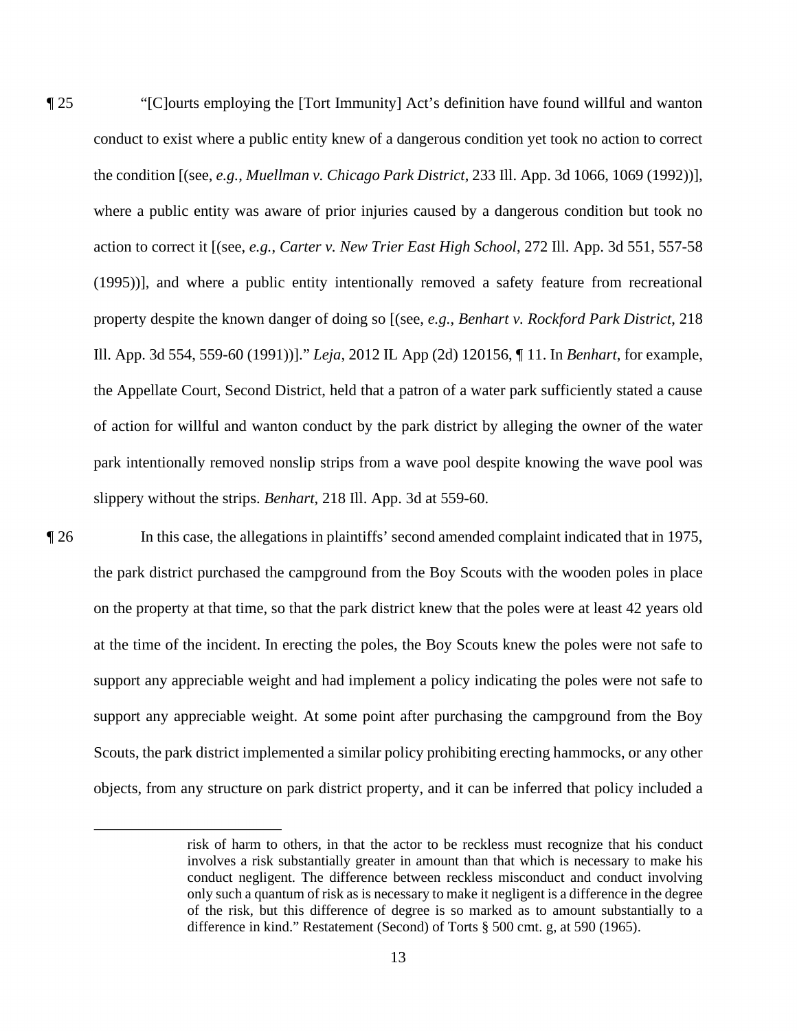¶ 25 "[C]ourts employing the [Tort Immunity] Act's definition have found willful and wanton conduct to exist where a public entity knew of a dangerous condition yet took no action to correct the condition [(see, *e.g.*, *Muellman v. Chicago Park District*, 233 Ill. App. 3d 1066, 1069 (1992))], where a public entity was aware of prior injuries caused by a dangerous condition but took no action to correct it [(see, *e.g.*, *Carter v. New Trier East High School*, 272 Ill. App. 3d 551, 557-58 (1995))], and where a public entity intentionally removed a safety feature from recreational property despite the known danger of doing so [(see, *e.g.*, *Benhart v. Rockford Park District*, 218 Ill. App. 3d 554, 559-60 (1991))]." *Leja*, 2012 IL App (2d) 120156, ¶ 11. In *Benhart*, for example, the Appellate Court, Second District, held that a patron of a water park sufficiently stated a cause of action for willful and wanton conduct by the park district by alleging the owner of the water park intentionally removed nonslip strips from a wave pool despite knowing the wave pool was slippery without the strips. *Benhart*, 218 Ill. App. 3d at 559-60.

¶ 26 In this case, the allegations in plaintiffs' second amended complaint indicated that in 1975, the park district purchased the campground from the Boy Scouts with the wooden poles in place on the property at that time, so that the park district knew that the poles were at least 42 years old at the time of the incident. In erecting the poles, the Boy Scouts knew the poles were not safe to support any appreciable weight and had implement a policy indicating the poles were not safe to support any appreciable weight. At some point after purchasing the campground from the Boy Scouts, the park district implemented a similar policy prohibiting erecting hammocks, or any other objects, from any structure on park district property, and it can be inferred that policy included a

---

risk of harm to others, in that the actor to be reckless must recognize that his conduct involves a risk substantially greater in amount than that which is necessary to make his conduct negligent. The difference between reckless misconduct and conduct involving only such a quantum of risk as is necessary to make it negligent is a difference in the degree of the risk, but this difference of degree is so marked as to amount substantially to a difference in kind." Restatement (Second) of Torts § 500 cmt. g, at 590 (1965).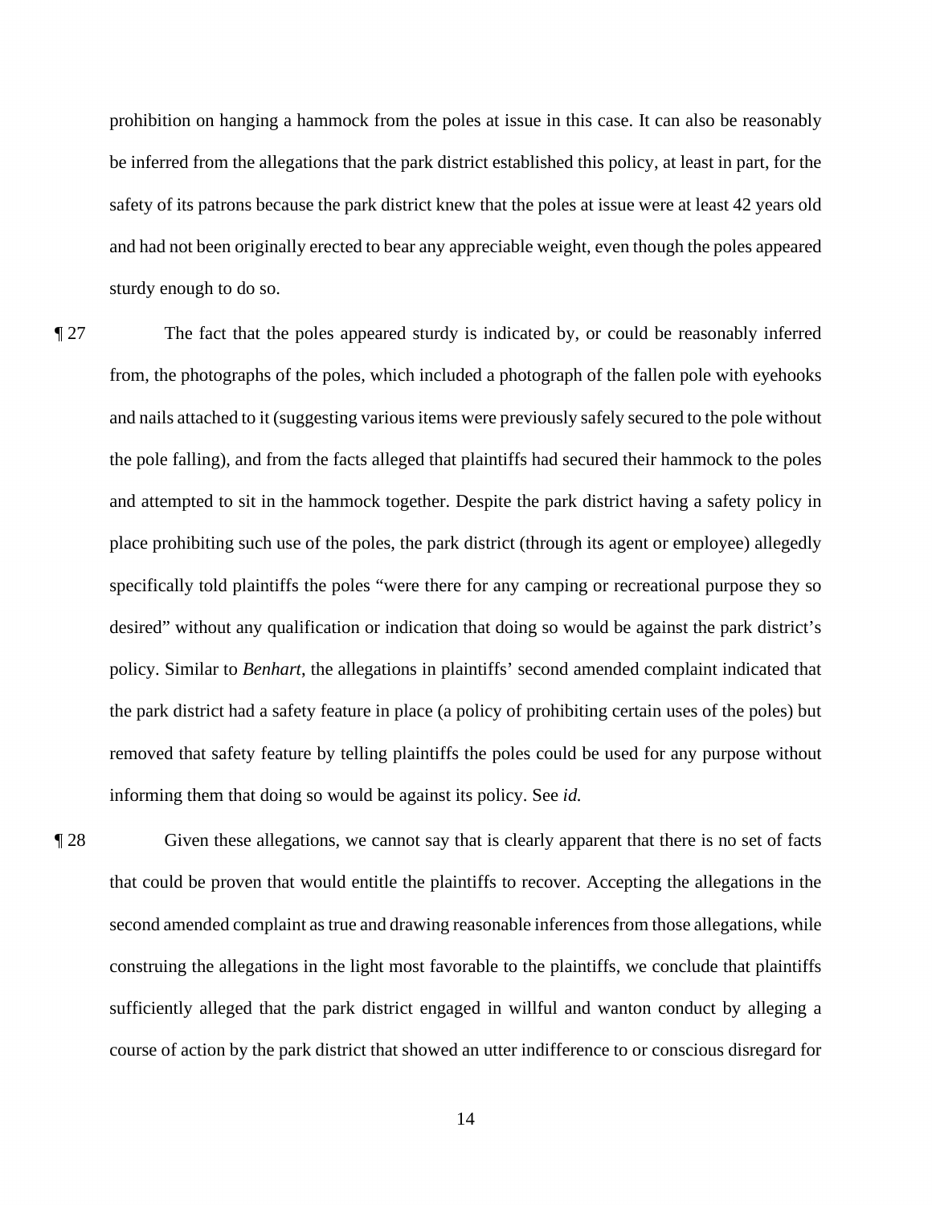prohibition on hanging a hammock from the poles at issue in this case. It can also be reasonably be inferred from the allegations that the park district established this policy, at least in part, for the safety of its patrons because the park district knew that the poles at issue were at least 42 years old and had not been originally erected to bear any appreciable weight, even though the poles appeared sturdy enough to do so.

¶ 27 The fact that the poles appeared sturdy is indicated by, or could be reasonably inferred from, the photographs of the poles, which included a photograph of the fallen pole with eyehooks and nails attached to it (suggesting various items were previously safely secured to the pole without the pole falling), and from the facts alleged that plaintiffs had secured their hammock to the poles and attempted to sit in the hammock together. Despite the park district having a safety policy in place prohibiting such use of the poles, the park district (through its agent or employee) allegedly specifically told plaintiffs the poles "were there for any camping or recreational purpose they so desired" without any qualification or indication that doing so would be against the park district's policy. Similar to *Benhart*, the allegations in plaintiffs' second amended complaint indicated that the park district had a safety feature in place (a policy of prohibiting certain uses of the poles) but removed that safety feature by telling plaintiffs the poles could be used for any purpose without informing them that doing so would be against its policy. See *id.*

¶ 28 Given these allegations, we cannot say that is clearly apparent that there is no set of facts that could be proven that would entitle the plaintiffs to recover. Accepting the allegations in the second amended complaint as true and drawing reasonable inferences from those allegations, while construing the allegations in the light most favorable to the plaintiffs, we conclude that plaintiffs sufficiently alleged that the park district engaged in willful and wanton conduct by alleging a course of action by the park district that showed an utter indifference to or conscious disregard for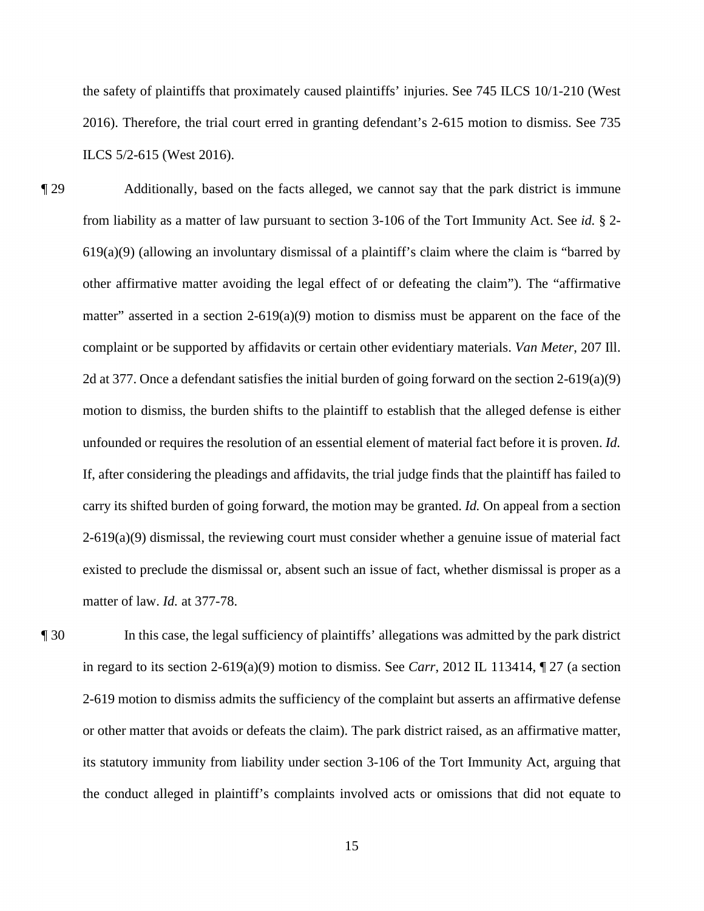the safety of plaintiffs that proximately caused plaintiffs' injuries. See 745 ILCS 10/1-210 (West 2016). Therefore, the trial court erred in granting defendant's 2-615 motion to dismiss. See 735 ILCS 5/2-615 (West 2016).

¶ 29 Additionally, based on the facts alleged, we cannot say that the park district is immune from liability as a matter of law pursuant to section 3-106 of the Tort Immunity Act. See *id.* § 2-619(a)(9) (allowing an involuntary dismissal of a plaintiff's claim where the claim is "barred by other affirmative matter avoiding the legal effect of or defeating the claim"). The "affirmative matter" asserted in a section 2-619(a)(9) motion to dismiss must be apparent on the face of the complaint or be supported by affidavits or certain other evidentiary materials. *Van Meter*, 207 Ill. 2d at 377. Once a defendant satisfies the initial burden of going forward on the section 2-619(a)(9) motion to dismiss, the burden shifts to the plaintiff to establish that the alleged defense is either unfounded or requires the resolution of an essential element of material fact before it is proven. *Id.* If, after considering the pleadings and affidavits, the trial judge finds that the plaintiff has failed to carry its shifted burden of going forward, the motion may be granted. *Id.* On appeal from a section 2-619(a)(9) dismissal, the reviewing court must consider whether a genuine issue of material fact existed to preclude the dismissal or, absent such an issue of fact, whether dismissal is proper as a matter of law. *Id.* at 377-78.

¶ 30 In this case, the legal sufficiency of plaintiffs' allegations was admitted by the park district in regard to its section 2-619(a)(9) motion to dismiss. See *Carr*, 2012 IL 113414, ¶ 27 (a section 2-619 motion to dismiss admits the sufficiency of the complaint but asserts an affirmative defense or other matter that avoids or defeats the claim). The park district raised, as an affirmative matter, its statutory immunity from liability under section 3-106 of the Tort Immunity Act, arguing that the conduct alleged in plaintiff's complaints involved acts or omissions that did not equate to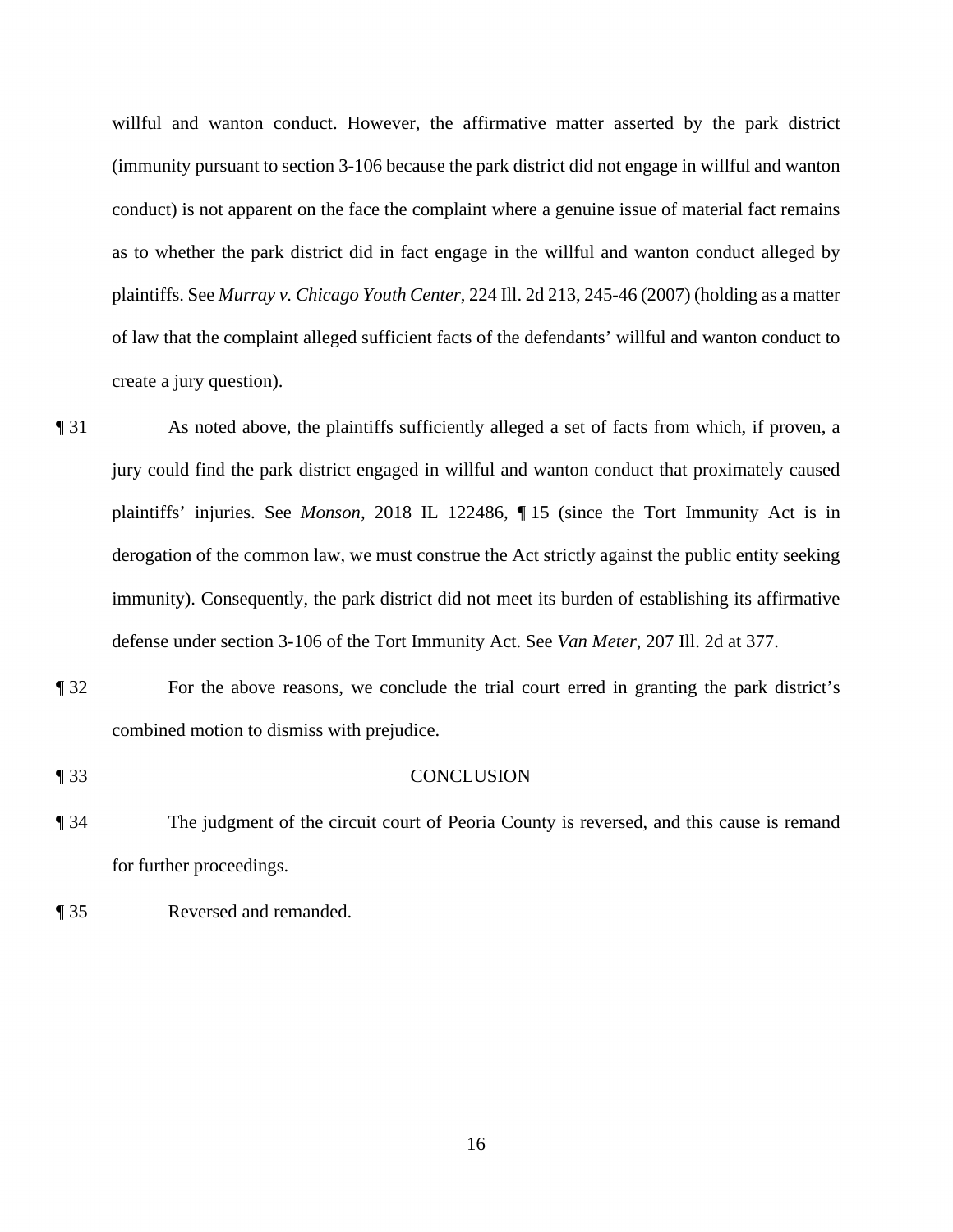willful and wanton conduct. However, the affirmative matter asserted by the park district (immunity pursuant to section 3-106 because the park district did not engage in willful and wanton conduct) is not apparent on the face the complaint where a genuine issue of material fact remains as to whether the park district did in fact engage in the willful and wanton conduct alleged by plaintiffs. See *Murray v. Chicago Youth Center*, 224 Ill. 2d 213, 245-46 (2007) (holding as a matter of law that the complaint alleged sufficient facts of the defendants' willful and wanton conduct to create a jury question).

¶ 31 As noted above, the plaintiffs sufficiently alleged a set of facts from which, if proven, a jury could find the park district engaged in willful and wanton conduct that proximately caused plaintiffs' injuries. See *Monson*, 2018 IL 122486, ¶ 15 (since the Tort Immunity Act is in derogation of the common law, we must construe the Act strictly against the public entity seeking immunity). Consequently, the park district did not meet its burden of establishing its affirmative defense under section 3-106 of the Tort Immunity Act. See *Van Meter*, 207 Ill. 2d at 377.

¶ 32 For the above reasons, we conclude the trial court erred in granting the park district's combined motion to dismiss with prejudice.

¶ 33 CONCLUSION

¶ 34 The judgment of the circuit court of Peoria County is reversed, and this cause is remand for further proceedings.

¶ 35 Reversed and remanded.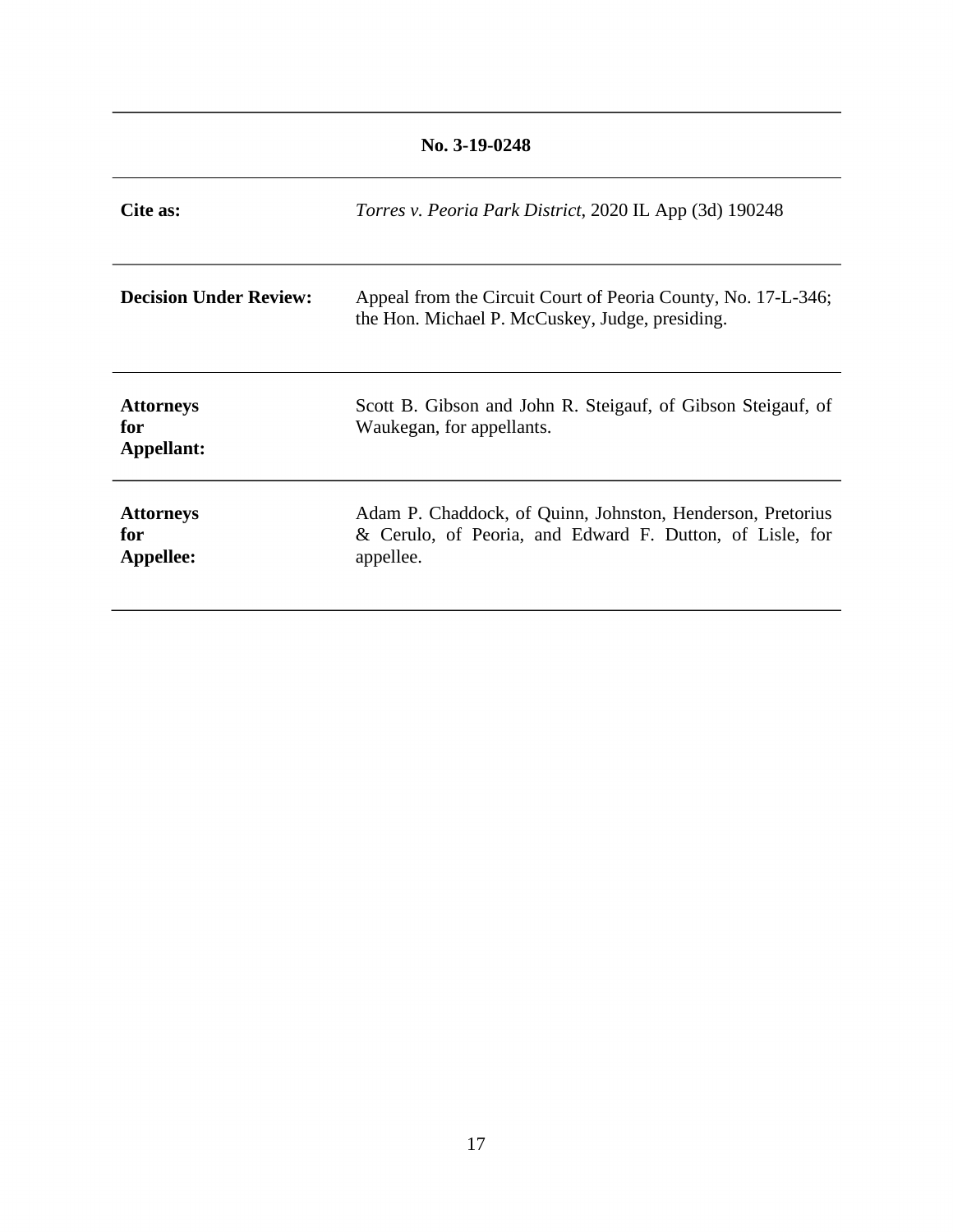**No. 3-19-0248**

| | |
|---|---|
| **Cite as:** | *Torres v. Peoria Park District*, 2020 IL App (3d) 190248 |
| **Decision Under Review:** | Appeal from the Circuit Court of Peoria County, No. 17-L-346; the Hon. Michael P. McCuskey, Judge, presiding. |
| **Attorneys for Appellant:** | Scott B. Gibson and John R. Steigauf, of Gibson Steigauf, of Waukegan, for appellants. |
| **Attorneys for Appellee:** | Adam P. Chaddock, of Quinn, Johnston, Henderson, Pretorius & Cerulo, of Peoria, and Edward F. Dutton, of Lisle, for appellee. |